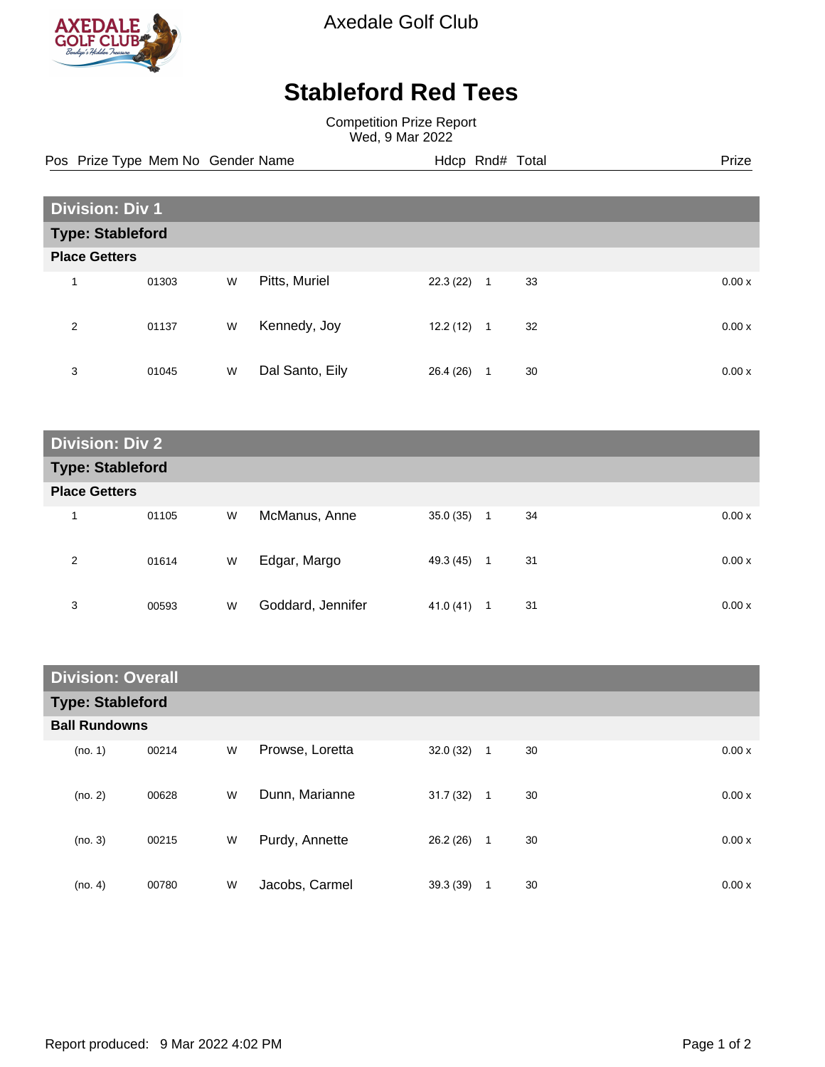Axedale Golf Club

# Stableford Red Tees

Competition Prize Report
Wed, 9 Mar 2022

## Division: Div 1

### Type: Stableford

#### Place Getters

| Pos | Prize Type | Mem No | Gender | Name | Hdcp | Rnd# | Total | Prize |
|---|---|---|---|---|---|---|---|---|
| 1 | | 01303 | W | Pitts, Muriel | 22.3 (22) | 1 | 33 | 0.00 x |
| 2 | | 01137 | W | Kennedy, Joy | 12.2 (12) | 1 | 32 | 0.00 x |
| 3 | | 01045 | W | Dal Santo, Eily | 26.4 (26) | 1 | 30 | 0.00 x |

## Division: Div 2

### Type: Stableford

#### Place Getters

| Pos | Prize Type | Mem No | Gender | Name | Hdcp | Rnd# | Total | Prize |
|---|---|---|---|---|---|---|---|---|
| 1 | | 01105 | W | McManus, Anne | 35.0 (35) | 1 | 34 | 0.00 x |
| 2 | | 01614 | W | Edgar, Margo | 49.3 (45) | 1 | 31 | 0.00 x |
| 3 | | 00593 | W | Goddard, Jennifer | 41.0 (41) | 1 | 31 | 0.00 x |

## Division: Overall

### Type: Stableford

#### Ball Rundowns

| Pos | Prize Type | Mem No | Gender | Name | Hdcp | Rnd# | Total | Prize |
|---|---|---|---|---|---|---|---|---|
| (no. 1) | | 00214 | W | Prowse, Loretta | 32.0 (32) | 1 | 30 | 0.00 x |
| (no. 2) | | 00628 | W | Dunn, Marianne | 31.7 (32) | 1 | 30 | 0.00 x |
| (no. 3) | | 00215 | W | Purdy, Annette | 26.2 (26) | 1 | 30 | 0.00 x |
| (no. 4) | | 00780 | W | Jacobs, Carmel | 39.3 (39) | 1 | 30 | 0.00 x |

Report produced: 9 Mar 2022 4:02 PM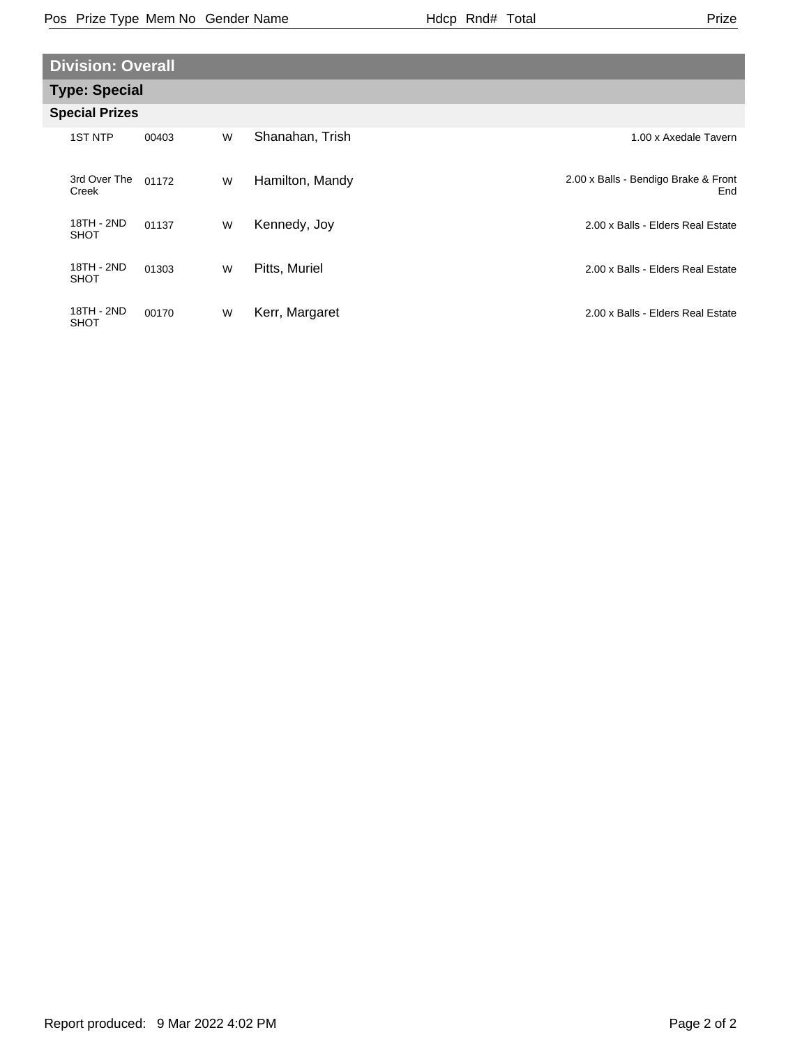| Pos | Prize Type | Mem No | Gender | Name | Hdcp | Rnd# | Total | Prize |
|---|---|---|---|---|---|---|---|---|

## Division: Overall

### Type: Special

#### Special Prizes

| Pos | Prize Type | Mem No | Gender | Name | Hdcp | Rnd# | Total | Prize |
|---|---|---|---|---|---|---|---|---|
| | 1ST NTP | 00403 | W | Shanahan, Trish | | | | 1.00 x Axedale Tavern |
| | 3rd Over The Creek | 01172 | W | Hamilton, Mandy | | | | 2.00 x Balls - Bendigo Brake & Front End |
| | 18TH - 2ND SHOT | 01137 | W | Kennedy, Joy | | | | 2.00 x Balls - Elders Real Estate |
| | 18TH - 2ND SHOT | 01303 | W | Pitts, Muriel | | | | 2.00 x Balls - Elders Real Estate |
| | 18TH - 2ND SHOT | 00170 | W | Kerr, Margaret | | | | 2.00 x Balls - Elders Real Estate |

Report produced: 9 Mar 2022 4:02 PM